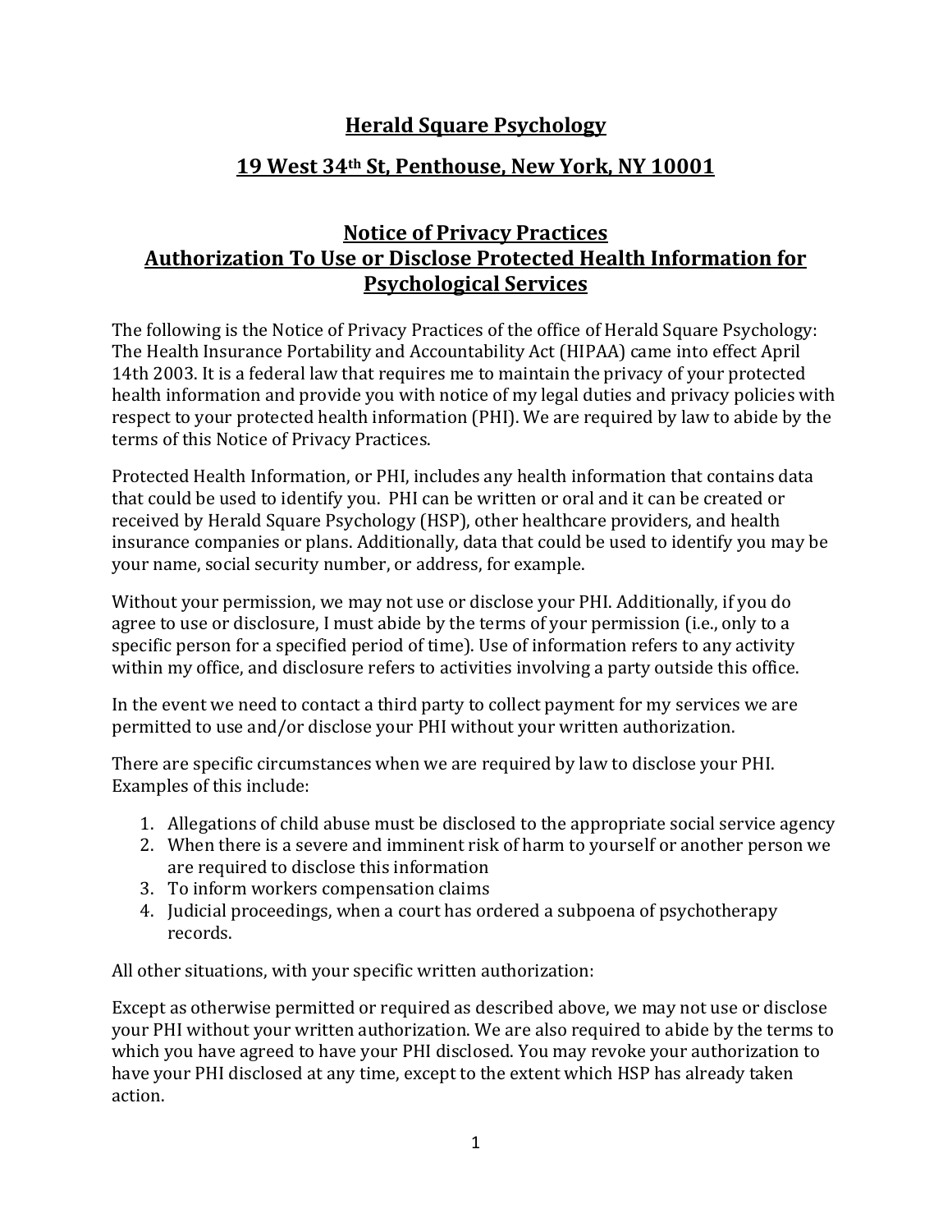# Herald Square Psychology

## 19 West 34th St, Penthouse, New York, NY 10001

## Notice of Privacy Practices
## Authorization To Use or Disclose Protected Health Information for Psychological Services

The following is the Notice of Privacy Practices of the office of Herald Square Psychology: The Health Insurance Portability and Accountability Act (HIPAA) came into effect April 14th 2003. It is a federal law that requires me to maintain the privacy of your protected health information and provide you with notice of my legal duties and privacy policies with respect to your protected health information (PHI). We are required by law to abide by the terms of this Notice of Privacy Practices.

Protected Health Information, or PHI, includes any health information that contains data that could be used to identify you. PHI can be written or oral and it can be created or received by Herald Square Psychology (HSP), other healthcare providers, and health insurance companies or plans. Additionally, data that could be used to identify you may be your name, social security number, or address, for example.

Without your permission, we may not use or disclose your PHI. Additionally, if you do agree to use or disclosure, I must abide by the terms of your permission (i.e., only to a specific person for a specified period of time). Use of information refers to any activity within my office, and disclosure refers to activities involving a party outside this office.

In the event we need to contact a third party to collect payment for my services we are permitted to use and/or disclose your PHI without your written authorization.

There are specific circumstances when we are required by law to disclose your PHI. Examples of this include:

1. Allegations of child abuse must be disclosed to the appropriate social service agency
2. When there is a severe and imminent risk of harm to yourself or another person we are required to disclose this information
3. To inform workers compensation claims
4. Judicial proceedings, when a court has ordered a subpoena of psychotherapy records.

All other situations, with your specific written authorization:

Except as otherwise permitted or required as described above, we may not use or disclose your PHI without your written authorization. We are also required to abide by the terms to which you have agreed to have your PHI disclosed. You may revoke your authorization to have your PHI disclosed at any time, except to the extent which HSP has already taken action.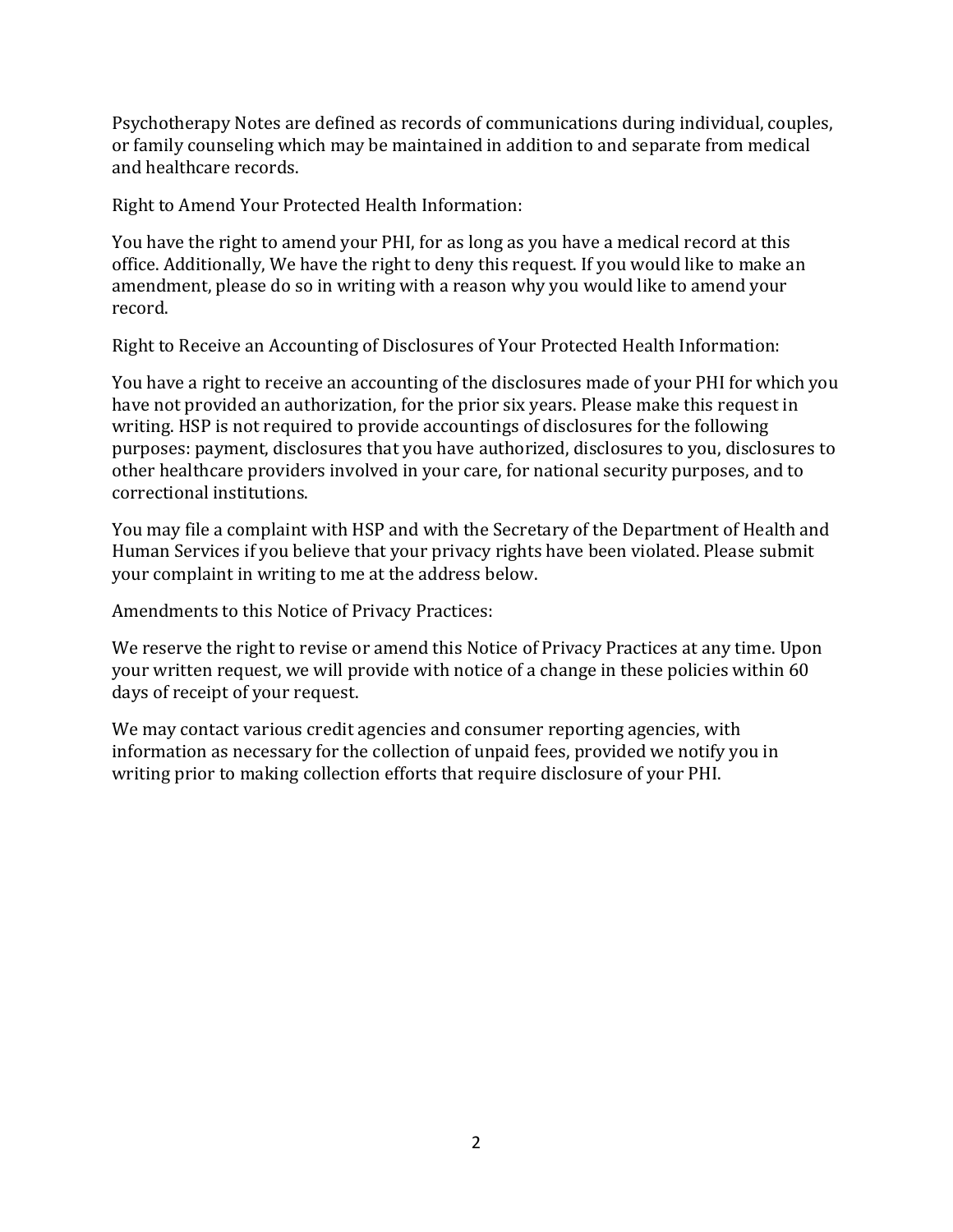Psychotherapy Notes are defined as records of communications during individual, couples, or family counseling which may be maintained in addition to and separate from medical and healthcare records.

Right to Amend Your Protected Health Information:

You have the right to amend your PHI, for as long as you have a medical record at this office. Additionally, We have the right to deny this request. If you would like to make an amendment, please do so in writing with a reason why you would like to amend your record.

Right to Receive an Accounting of Disclosures of Your Protected Health Information:

You have a right to receive an accounting of the disclosures made of your PHI for which you have not provided an authorization, for the prior six years. Please make this request in writing. HSP is not required to provide accountings of disclosures for the following purposes: payment, disclosures that you have authorized, disclosures to you, disclosures to other healthcare providers involved in your care, for national security purposes, and to correctional institutions.

You may file a complaint with HSP and with the Secretary of the Department of Health and Human Services if you believe that your privacy rights have been violated. Please submit your complaint in writing to me at the address below.

Amendments to this Notice of Privacy Practices:

We reserve the right to revise or amend this Notice of Privacy Practices at any time. Upon your written request, we will provide with notice of a change in these policies within 60 days of receipt of your request.

We may contact various credit agencies and consumer reporting agencies, with information as necessary for the collection of unpaid fees, provided we notify you in writing prior to making collection efforts that require disclosure of your PHI.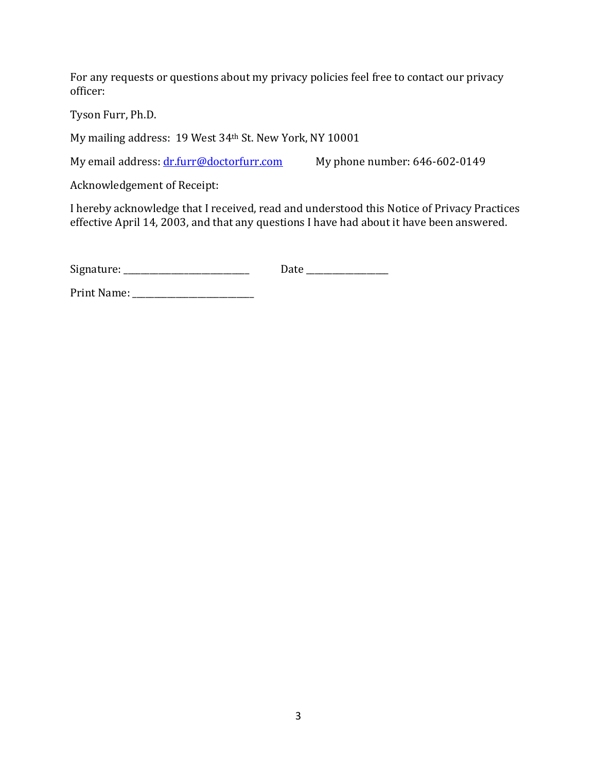For any requests or questions about my privacy policies feel free to contact our privacy officer:

Tyson Furr, Ph.D.

My mailing address: 19 West 34th St. New York, NY 10001

My email address: dr.furr@doctorfurr.com My phone number: 646-602-0149

Acknowledgement of Receipt:

I hereby acknowledge that I received, read and understood this Notice of Privacy Practices effective April 14, 2003, and that any questions I have had about it have been answered.

Signature: ___________________________ Date _________________

Print Name: __________________________